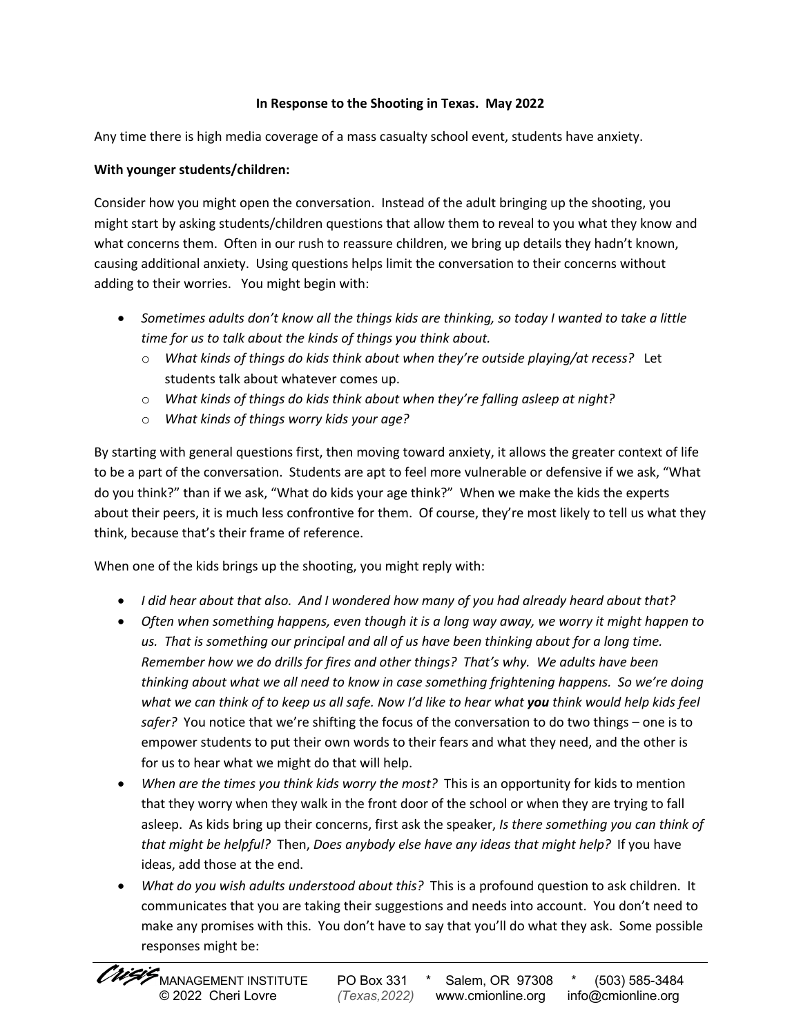**In Response to the Shooting in Texas. May 2022**

Any time there is high media coverage of a mass casualty school event, students have anxiety.

**With younger students/children:**

Consider how you might open the conversation. Instead of the adult bringing up the shooting, you might start by asking students/children questions that allow them to reveal to you what they know and what concerns them. Often in our rush to reassure children, we bring up details they hadn't known, causing additional anxiety. Using questions helps limit the conversation to their concerns without adding to their worries. You might begin with:

- *Sometimes adults don't know all the things kids are thinking, so today I wanted to take a little time for us to talk about the kinds of things you think about.*
  - *What kinds of things do kids think about when they're outside playing/at recess?* Let students talk about whatever comes up.
  - *What kinds of things do kids think about when they're falling asleep at night?*
  - *What kinds of things worry kids your age?*

By starting with general questions first, then moving toward anxiety, it allows the greater context of life to be a part of the conversation. Students are apt to feel more vulnerable or defensive if we ask, "What do you think?" than if we ask, "What do kids your age think?" When we make the kids the experts about their peers, it is much less confrontive for them. Of course, they're most likely to tell us what they think, because that's their frame of reference.

When one of the kids brings up the shooting, you might reply with:

- *I did hear about that also. And I wondered how many of you had already heard about that?*
- *Often when something happens, even though it is a long way away, we worry it might happen to us. That is something our principal and all of us have been thinking about for a long time. Remember how we do drills for fires and other things? That's why. We adults have been thinking about what we all need to know in case something frightening happens. So we're doing what we can think of to keep us all safe. Now I'd like to hear what **you** think would help kids feel safer?* You notice that we're shifting the focus of the conversation to do two things – one is to empower students to put their own words to their fears and what they need, and the other is for us to hear what we might do that will help.
- *When are the times you think kids worry the most?* This is an opportunity for kids to mention that they worry when they walk in the front door of the school or when they are trying to fall asleep. As kids bring up their concerns, first ask the speaker, *Is there something you can think of that might be helpful?* Then, *Does anybody else have any ideas that might help?* If you have ideas, add those at the end.
- *What do you wish adults understood about this?* This is a profound question to ask children. It communicates that you are taking their suggestions and needs into account. You don't need to make any promises with this. You don't have to say that you'll do what they ask. Some possible responses might be: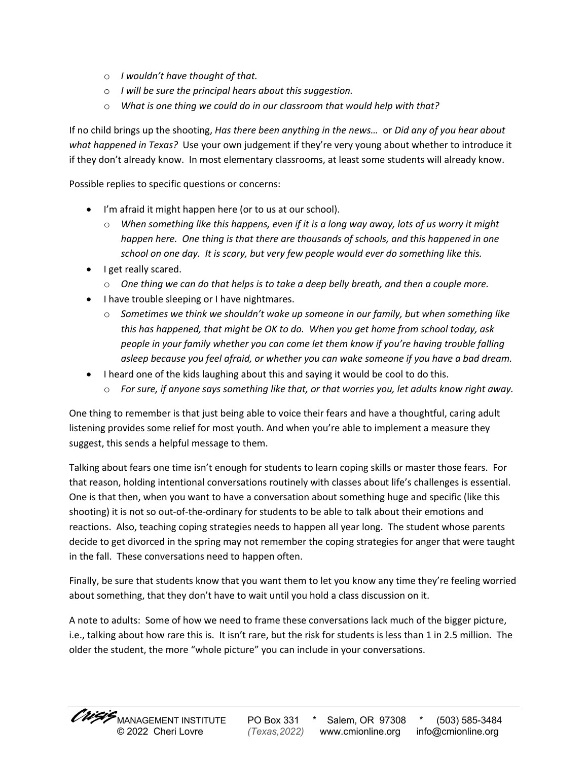- *I wouldn't have thought of that.*
- *I will be sure the principal hears about this suggestion.*
- *What is one thing we could do in our classroom that would help with that?*

If no child brings up the shooting, *Has there been anything in the news…* or *Did any of you hear about what happened in Texas?* Use your own judgement if they're very young about whether to introduce it if they don't already know. In most elementary classrooms, at least some students will already know.

Possible replies to specific questions or concerns:

- I'm afraid it might happen here (or to us at our school).
  - *When something like this happens, even if it is a long way away, lots of us worry it might happen here. One thing is that there are thousands of schools, and this happened in one school on one day. It is scary, but very few people would ever do something like this.*
- I get really scared.
  - *One thing we can do that helps is to take a deep belly breath, and then a couple more.*
- I have trouble sleeping or I have nightmares.
  - *Sometimes we think we shouldn't wake up someone in our family, but when something like this has happened, that might be OK to do. When you get home from school today, ask people in your family whether you can come let them know if you're having trouble falling asleep because you feel afraid, or whether you can wake someone if you have a bad dream.*
- I heard one of the kids laughing about this and saying it would be cool to do this.
  - *For sure, if anyone says something like that, or that worries you, let adults know right away.*

One thing to remember is that just being able to voice their fears and have a thoughtful, caring adult listening provides some relief for most youth. And when you're able to implement a measure they suggest, this sends a helpful message to them.

Talking about fears one time isn't enough for students to learn coping skills or master those fears. For that reason, holding intentional conversations routinely with classes about life's challenges is essential. One is that then, when you want to have a conversation about something huge and specific (like this shooting) it is not so out-of-the-ordinary for students to be able to talk about their emotions and reactions. Also, teaching coping strategies needs to happen all year long. The student whose parents decide to get divorced in the spring may not remember the coping strategies for anger that were taught in the fall. These conversations need to happen often.

Finally, be sure that students know that you want them to let you know any time they're feeling worried about something, that they don't have to wait until you hold a class discussion on it.

A note to adults: Some of how we need to frame these conversations lack much of the bigger picture, i.e., talking about how rare this is. It isn't rare, but the risk for students is less than 1 in 2.5 million. The older the student, the more "whole picture" you can include in your conversations.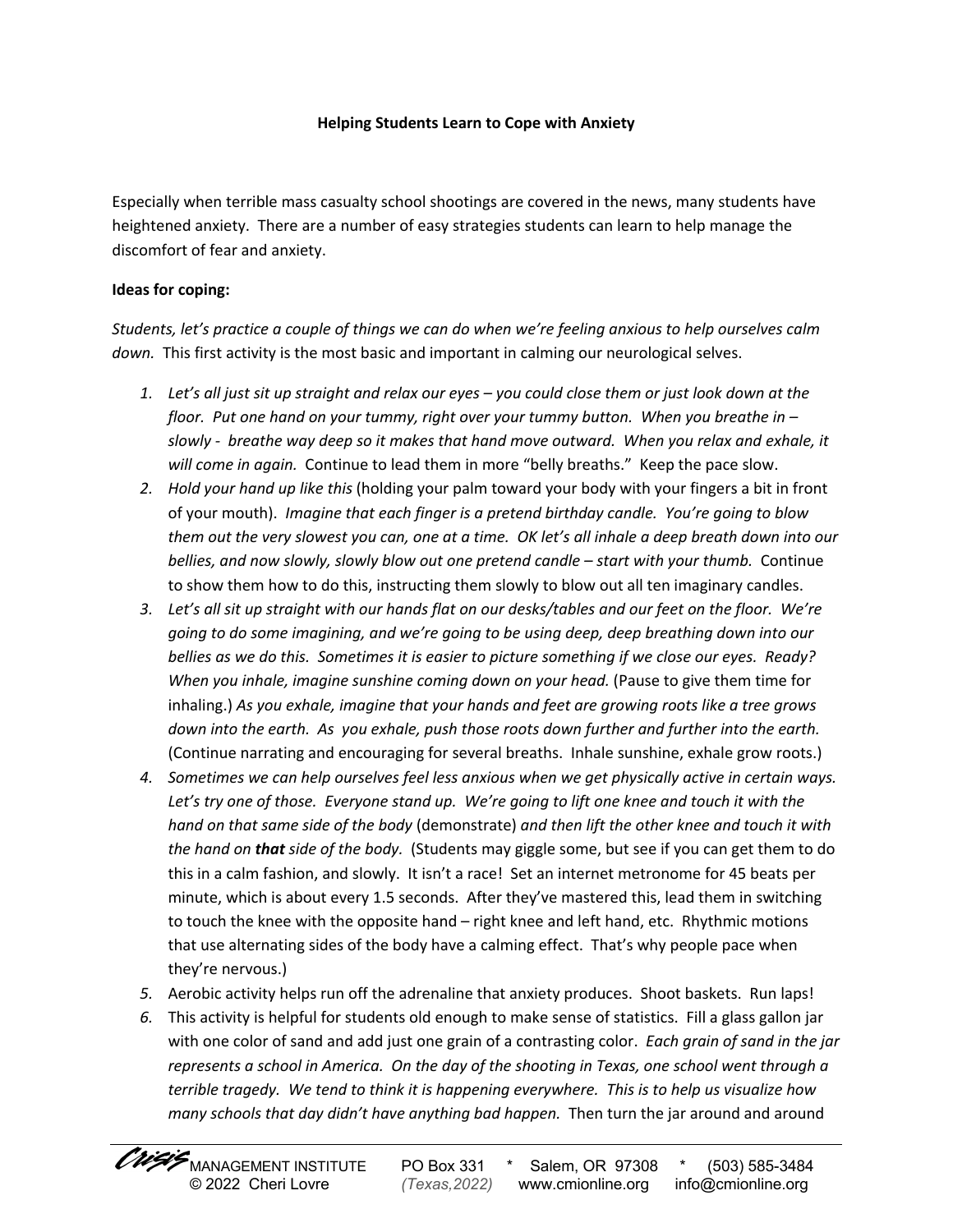**Helping Students Learn to Cope with Anxiety**

Especially when terrible mass casualty school shootings are covered in the news, many students have heightened anxiety. There are a number of easy strategies students can learn to help manage the discomfort of fear and anxiety.

**Ideas for coping:**

*Students, let's practice a couple of things we can do when we're feeling anxious to help ourselves calm down.* This first activity is the most basic and important in calming our neurological selves.

1. *Let's all just sit up straight and relax our eyes – you could close them or just look down at the floor. Put one hand on your tummy, right over your tummy button. When you breathe in – slowly - breathe way deep so it makes that hand move outward. When you relax and exhale, it will come in again.* Continue to lead them in more "belly breaths." Keep the pace slow.
2. *Hold your hand up like this* (holding your palm toward your body with your fingers a bit in front of your mouth). *Imagine that each finger is a pretend birthday candle. You're going to blow them out the very slowest you can, one at a time. OK let's all inhale a deep breath down into our bellies, and now slowly, slowly blow out one pretend candle – start with your thumb.* Continue to show them how to do this, instructing them slowly to blow out all ten imaginary candles.
3. *Let's all sit up straight with our hands flat on our desks/tables and our feet on the floor. We're going to do some imagining, and we're going to be using deep, deep breathing down into our bellies as we do this. Sometimes it is easier to picture something if we close our eyes. Ready? When you inhale, imagine sunshine coming down on your head.* (Pause to give them time for inhaling.) *As you exhale, imagine that your hands and feet are growing roots like a tree grows down into the earth. As you exhale, push those roots down further and further into the earth.* (Continue narrating and encouraging for several breaths. Inhale sunshine, exhale grow roots.)
4. *Sometimes we can help ourselves feel less anxious when we get physically active in certain ways. Let's try one of those. Everyone stand up. We're going to lift one knee and touch it with the hand on that same side of the body* (demonstrate) *and then lift the other knee and touch it with the hand on* ***that*** *side of the body.* (Students may giggle some, but see if you can get them to do this in a calm fashion, and slowly. It isn't a race! Set an internet metronome for 45 beats per minute, which is about every 1.5 seconds. After they've mastered this, lead them in switching to touch the knee with the opposite hand – right knee and left hand, etc. Rhythmic motions that use alternating sides of the body have a calming effect. That's why people pace when they're nervous.)
5. Aerobic activity helps run off the adrenaline that anxiety produces. Shoot baskets. Run laps!
6. This activity is helpful for students old enough to make sense of statistics. Fill a glass gallon jar with one color of sand and add just one grain of a contrasting color. *Each grain of sand in the jar represents a school in America. On the day of the shooting in Texas, one school went through a terrible tragedy. We tend to think it is happening everywhere. This is to help us visualize how many schools that day didn't have anything bad happen.* Then turn the jar around and around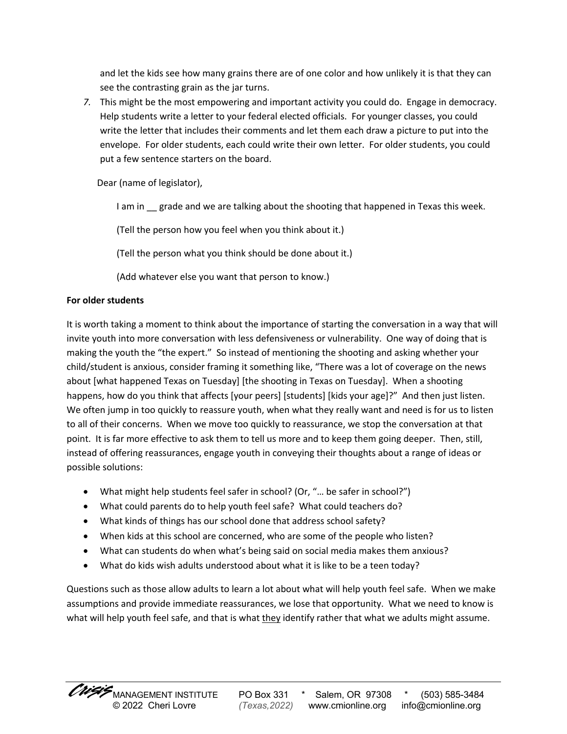and let the kids see how many grains there are of one color and how unlikely it is that they can see the contrasting grain as the jar turns.

7. This might be the most empowering and important activity you could do. Engage in democracy. Help students write a letter to your federal elected officials. For younger classes, you could write the letter that includes their comments and let them each draw a picture to put into the envelope. For older students, each could write their own letter. For older students, you could put a few sentence starters on the board.

   Dear (name of legislator),

   I am in __ grade and we are talking about the shooting that happened in Texas this week.

   (Tell the person how you feel when you think about it.)

   (Tell the person what you think should be done about it.)

   (Add whatever else you want that person to know.)

**For older students**

It is worth taking a moment to think about the importance of starting the conversation in a way that will invite youth into more conversation with less defensiveness or vulnerability. One way of doing that is making the youth the "the expert." So instead of mentioning the shooting and asking whether your child/student is anxious, consider framing it something like, "There was a lot of coverage on the news about [what happened Texas on Tuesday] [the shooting in Texas on Tuesday]. When a shooting happens, how do you think that affects [your peers] [students] [kids your age]?" And then just listen. We often jump in too quickly to reassure youth, when what they really want and need is for us to listen to all of their concerns. When we move too quickly to reassurance, we stop the conversation at that point. It is far more effective to ask them to tell us more and to keep them going deeper. Then, still, instead of offering reassurances, engage youth in conveying their thoughts about a range of ideas or possible solutions:

- What might help students feel safer in school? (Or, "… be safer in school?")
- What could parents do to help youth feel safe? What could teachers do?
- What kinds of things has our school done that address school safety?
- When kids at this school are concerned, who are some of the people who listen?
- What can students do when what's being said on social media makes them anxious?
- What do kids wish adults understood about what it is like to be a teen today?

Questions such as those allow adults to learn a lot about what will help youth feel safe. When we make assumptions and provide immediate reassurances, we lose that opportunity. What we need to know is what will help youth feel safe, and that is what <u>they</u> identify rather that what we adults might assume.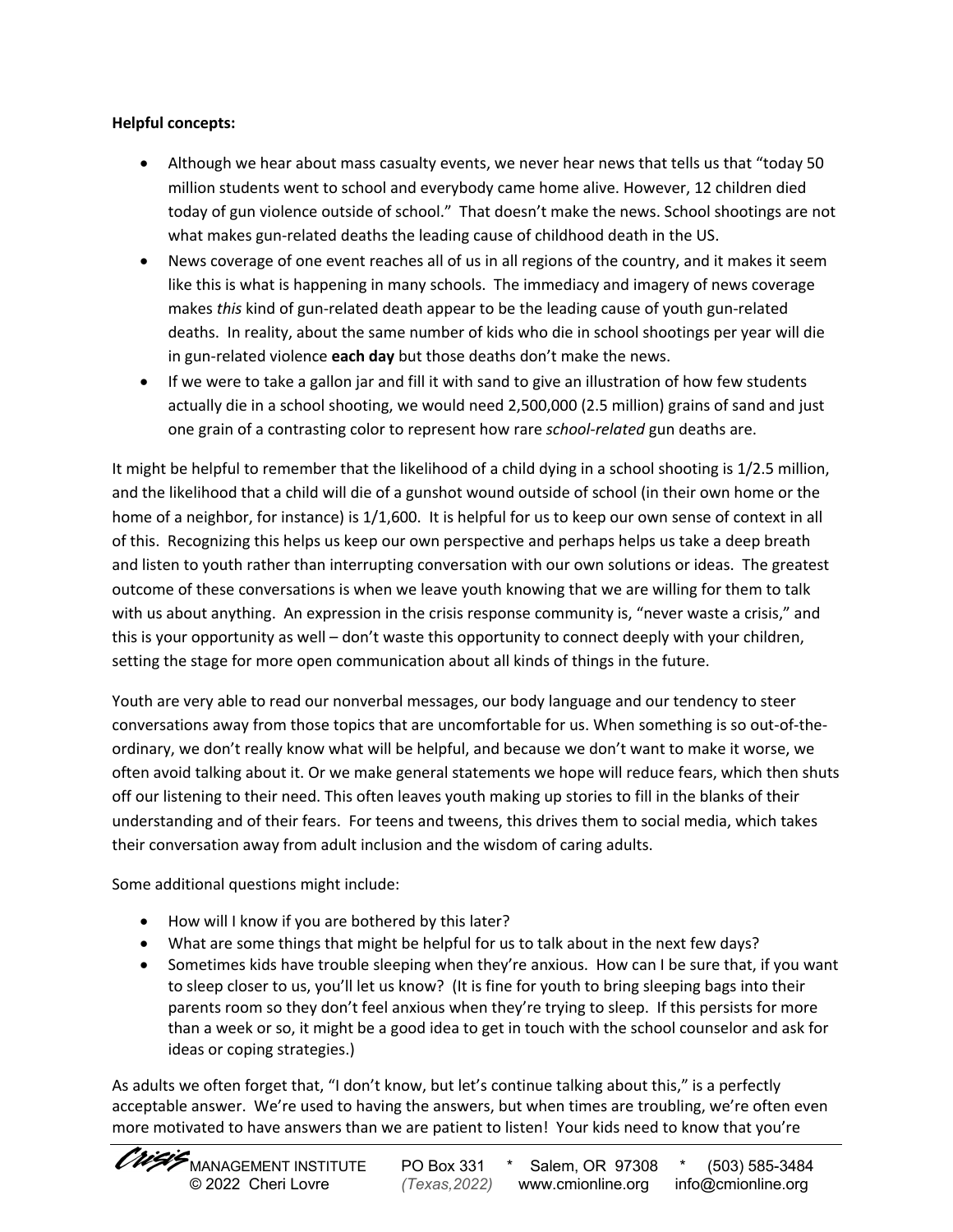**Helpful concepts:**

- Although we hear about mass casualty events, we never hear news that tells us that "today 50 million students went to school and everybody came home alive. However, 12 children died today of gun violence outside of school." That doesn't make the news. School shootings are not what makes gun-related deaths the leading cause of childhood death in the US.
- News coverage of one event reaches all of us in all regions of the country, and it makes it seem like this is what is happening in many schools. The immediacy and imagery of news coverage makes *this* kind of gun-related death appear to be the leading cause of youth gun-related deaths. In reality, about the same number of kids who die in school shootings per year will die in gun-related violence **each day** but those deaths don't make the news.
- If we were to take a gallon jar and fill it with sand to give an illustration of how few students actually die in a school shooting, we would need 2,500,000 (2.5 million) grains of sand and just one grain of a contrasting color to represent how rare *school-related* gun deaths are.

It might be helpful to remember that the likelihood of a child dying in a school shooting is 1/2.5 million, and the likelihood that a child will die of a gunshot wound outside of school (in their own home or the home of a neighbor, for instance) is 1/1,600. It is helpful for us to keep our own sense of context in all of this. Recognizing this helps us keep our own perspective and perhaps helps us take a deep breath and listen to youth rather than interrupting conversation with our own solutions or ideas. The greatest outcome of these conversations is when we leave youth knowing that we are willing for them to talk with us about anything. An expression in the crisis response community is, "never waste a crisis," and this is your opportunity as well – don't waste this opportunity to connect deeply with your children, setting the stage for more open communication about all kinds of things in the future.

Youth are very able to read our nonverbal messages, our body language and our tendency to steer conversations away from those topics that are uncomfortable for us. When something is so out-of-the-ordinary, we don't really know what will be helpful, and because we don't want to make it worse, we often avoid talking about it. Or we make general statements we hope will reduce fears, which then shuts off our listening to their need. This often leaves youth making up stories to fill in the blanks of their understanding and of their fears. For teens and tweens, this drives them to social media, which takes their conversation away from adult inclusion and the wisdom of caring adults.

Some additional questions might include:

- How will I know if you are bothered by this later?
- What are some things that might be helpful for us to talk about in the next few days?
- Sometimes kids have trouble sleeping when they're anxious. How can I be sure that, if you want to sleep closer to us, you'll let us know? (It is fine for youth to bring sleeping bags into their parents room so they don't feel anxious when they're trying to sleep. If this persists for more than a week or so, it might be a good idea to get in touch with the school counselor and ask for ideas or coping strategies.)

As adults we often forget that, "I don't know, but let's continue talking about this," is a perfectly acceptable answer. We're used to having the answers, but when times are troubling, we're often even more motivated to have answers than we are patient to listen! Your kids need to know that you're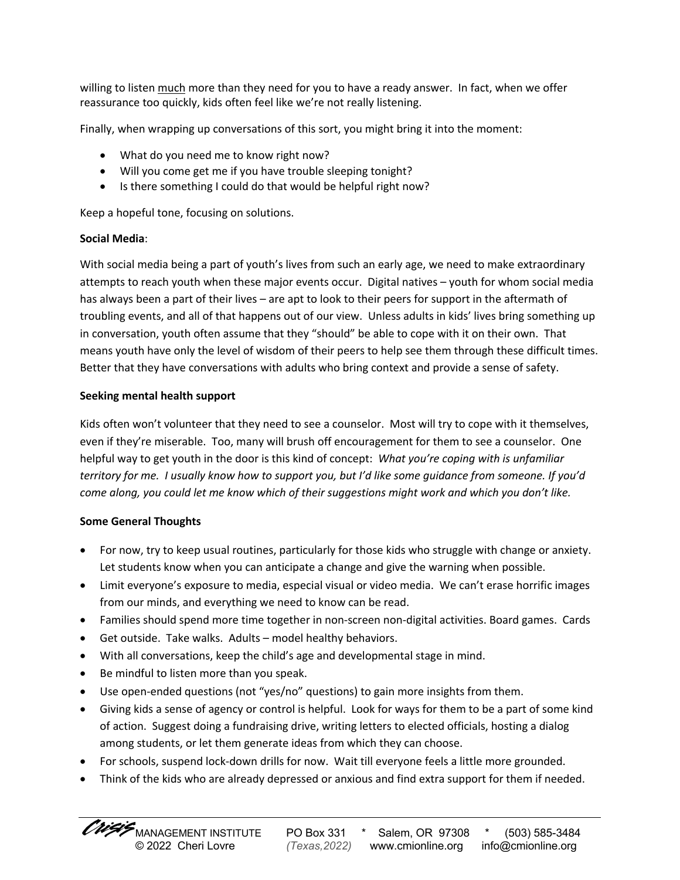willing to listen much more than they need for you to have a ready answer. In fact, when we offer reassurance too quickly, kids often feel like we're not really listening.

Finally, when wrapping up conversations of this sort, you might bring it into the moment:

- What do you need me to know right now?
- Will you come get me if you have trouble sleeping tonight?
- Is there something I could do that would be helpful right now?

Keep a hopeful tone, focusing on solutions.

**Social Media**:

With social media being a part of youth's lives from such an early age, we need to make extraordinary attempts to reach youth when these major events occur. Digital natives – youth for whom social media has always been a part of their lives – are apt to look to their peers for support in the aftermath of troubling events, and all of that happens out of our view. Unless adults in kids' lives bring something up in conversation, youth often assume that they "should" be able to cope with it on their own. That means youth have only the level of wisdom of their peers to help see them through these difficult times. Better that they have conversations with adults who bring context and provide a sense of safety.

**Seeking mental health support**

Kids often won't volunteer that they need to see a counselor. Most will try to cope with it themselves, even if they're miserable. Too, many will brush off encouragement for them to see a counselor. One helpful way to get youth in the door is this kind of concept: *What you're coping with is unfamiliar territory for me. I usually know how to support you, but I'd like some guidance from someone. If you'd come along, you could let me know which of their suggestions might work and which you don't like.*

**Some General Thoughts**

- For now, try to keep usual routines, particularly for those kids who struggle with change or anxiety. Let students know when you can anticipate a change and give the warning when possible.
- Limit everyone's exposure to media, especial visual or video media. We can't erase horrific images from our minds, and everything we need to know can be read.
- Families should spend more time together in non-screen non-digital activities. Board games. Cards
- Get outside. Take walks. Adults – model healthy behaviors.
- With all conversations, keep the child's age and developmental stage in mind.
- Be mindful to listen more than you speak.
- Use open-ended questions (not "yes/no" questions) to gain more insights from them.
- Giving kids a sense of agency or control is helpful. Look for ways for them to be a part of some kind of action. Suggest doing a fundraising drive, writing letters to elected officials, hosting a dialog among students, or let them generate ideas from which they can choose.
- For schools, suspend lock-down drills for now. Wait till everyone feels a little more grounded.
- Think of the kids who are already depressed or anxious and find extra support for them if needed.